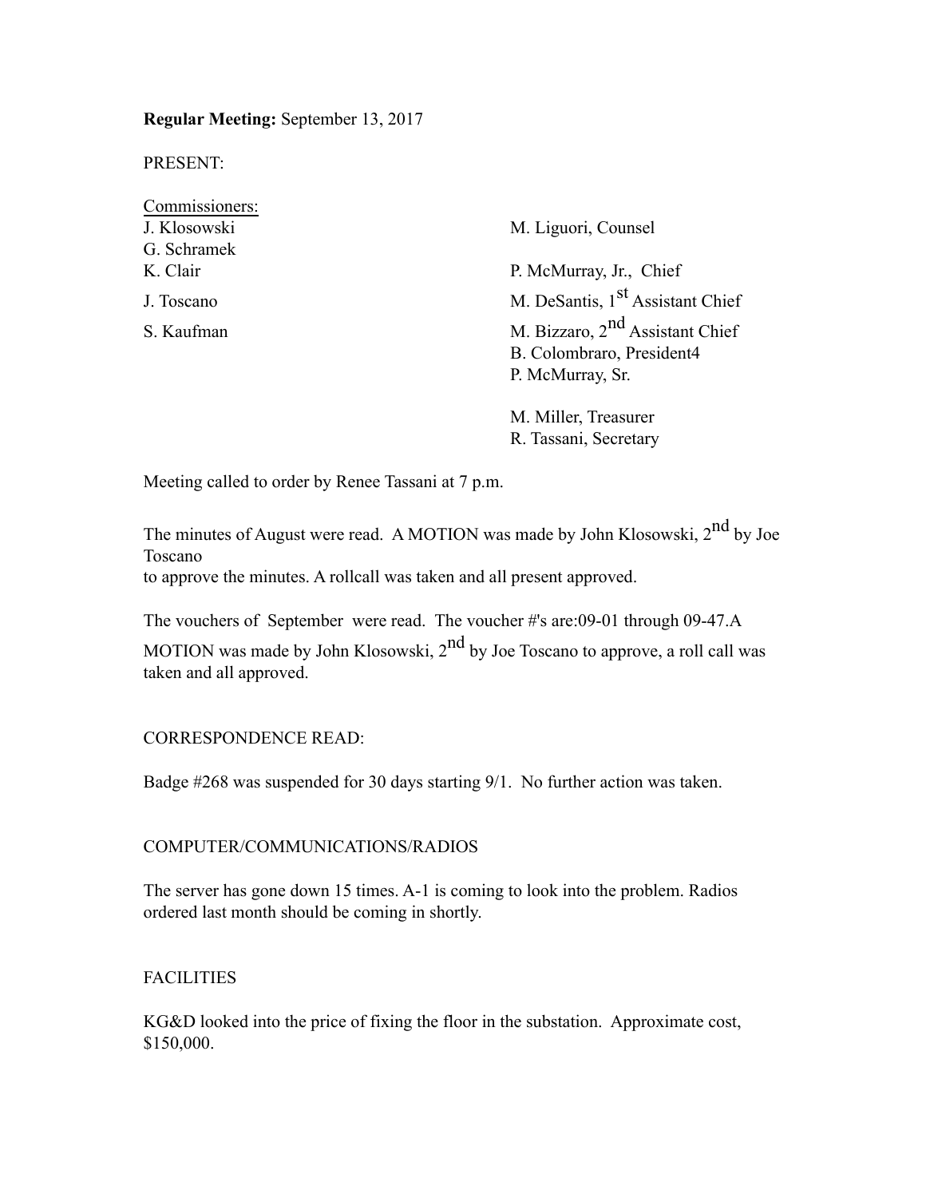**Regular Meeting:** September 13, 2017

PRESENT:

Commissioners:

J. Klosowski
G. Schramek
K. Clair
J. Toscano
S. Kaufman

M. Liguori, Counsel

P. McMurray, Jr., Chief
M. DeSantis, 1st Assistant Chief
M. Bizzaro, 2nd Assistant Chief
B. Colombraro, President4
P. McMurray, Sr.

M. Miller, Treasurer
R. Tassani, Secretary

Meeting called to order by Renee Tassani at 7 p.m.

The minutes of August were read. A MOTION was made by John Klosowski, 2nd by Joe Toscano
to approve the minutes. A rollcall was taken and all present approved.

The vouchers of September were read. The voucher #'s are:09-01 through 09-47.A MOTION was made by John Klosowski, 2nd by Joe Toscano to approve, a roll call was taken and all approved.

CORRESPONDENCE READ:

Badge #268 was suspended for 30 days starting 9/1. No further action was taken.

COMPUTER/COMMUNICATIONS/RADIOS

The server has gone down 15 times. A-1 is coming to look into the problem. Radios ordered last month should be coming in shortly.

FACILITIES

KG&D looked into the price of fixing the floor in the substation. Approximate cost, $150,000.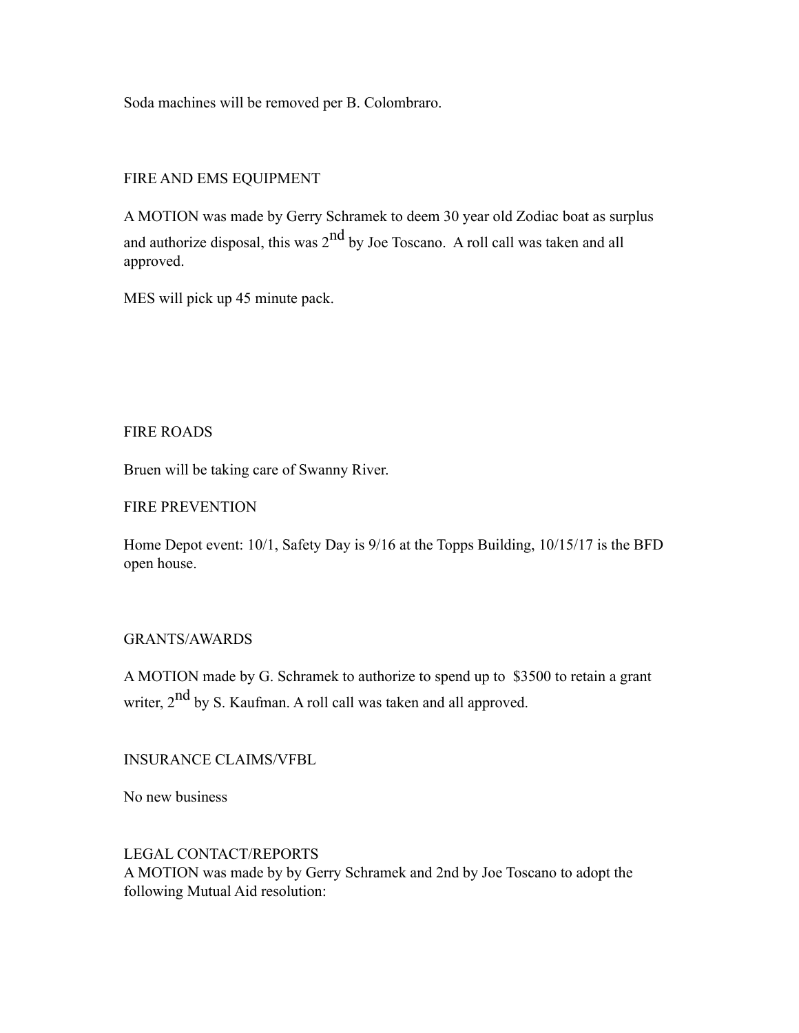Soda machines will be removed per B. Colombraro.

FIRE AND EMS EQUIPMENT

A MOTION was made by Gerry Schramek to deem 30 year old Zodiac boat as surplus and authorize disposal, this was 2nd by Joe Toscano. A roll call was taken and all approved.

MES will pick up 45 minute pack.

FIRE ROADS

Bruen will be taking care of Swanny River.

FIRE PREVENTION

Home Depot event: 10/1, Safety Day is 9/16 at the Topps Building, 10/15/17 is the BFD open house.

GRANTS/AWARDS

A MOTION made by G. Schramek to authorize to spend up to $3500 to retain a grant writer, 2nd by S. Kaufman. A roll call was taken and all approved.

INSURANCE CLAIMS/VFBL

No new business

LEGAL CONTACT/REPORTS

A MOTION was made by by Gerry Schramek and 2nd by Joe Toscano to adopt the following Mutual Aid resolution: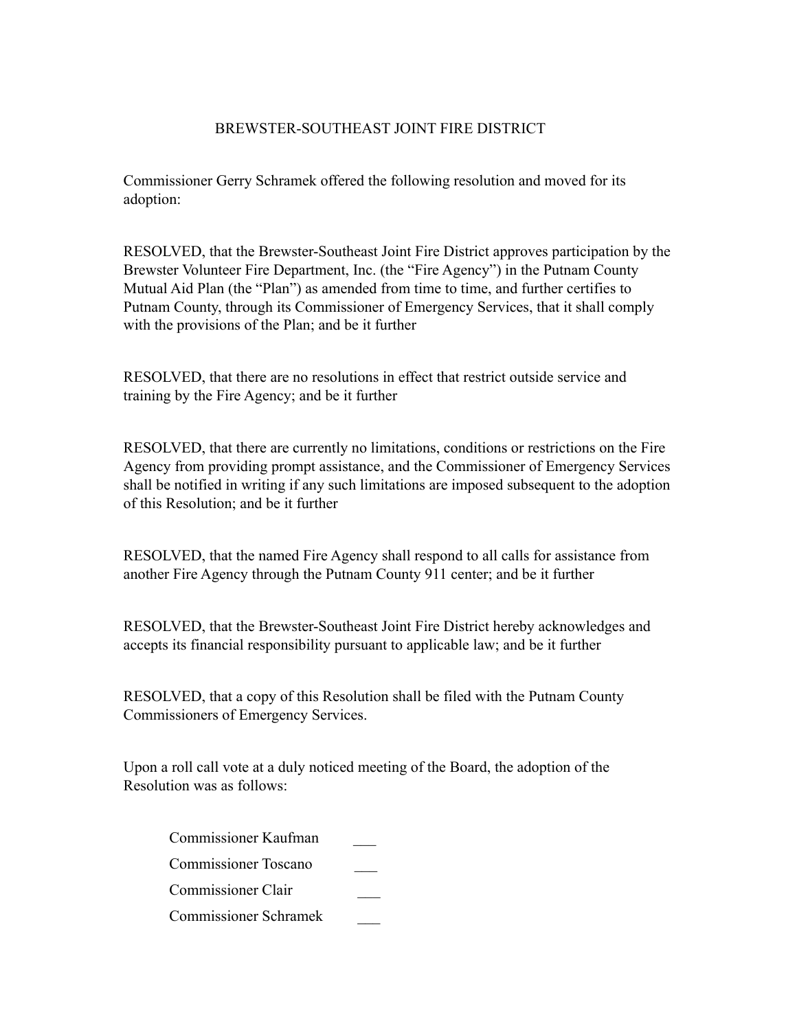# BREWSTER-SOUTHEAST JOINT FIRE DISTRICT

Commissioner Gerry Schramek offered the following resolution and moved for its adoption:

RESOLVED, that the Brewster-Southeast Joint Fire District approves participation by the Brewster Volunteer Fire Department, Inc. (the "Fire Agency") in the Putnam County Mutual Aid Plan (the "Plan") as amended from time to time, and further certifies to Putnam County, through its Commissioner of Emergency Services, that it shall comply with the provisions of the Plan; and be it further

RESOLVED, that there are no resolutions in effect that restrict outside service and training by the Fire Agency; and be it further

RESOLVED, that there are currently no limitations, conditions or restrictions on the Fire Agency from providing prompt assistance, and the Commissioner of Emergency Services shall be notified in writing if any such limitations are imposed subsequent to the adoption of this Resolution; and be it further

RESOLVED, that the named Fire Agency shall respond to all calls for assistance from another Fire Agency through the Putnam County 911 center; and be it further

RESOLVED, that the Brewster-Southeast Joint Fire District hereby acknowledges and accepts its financial responsibility pursuant to applicable law; and be it further

RESOLVED, that a copy of this Resolution shall be filed with the Putnam County Commissioners of Emergency Services.

Upon a roll call vote at a duly noticed meeting of the Board, the adoption of the Resolution was as follows:

Commissioner Kaufman ___

Commissioner Toscano ___

Commissioner Clair ___

Commissioner Schramek ___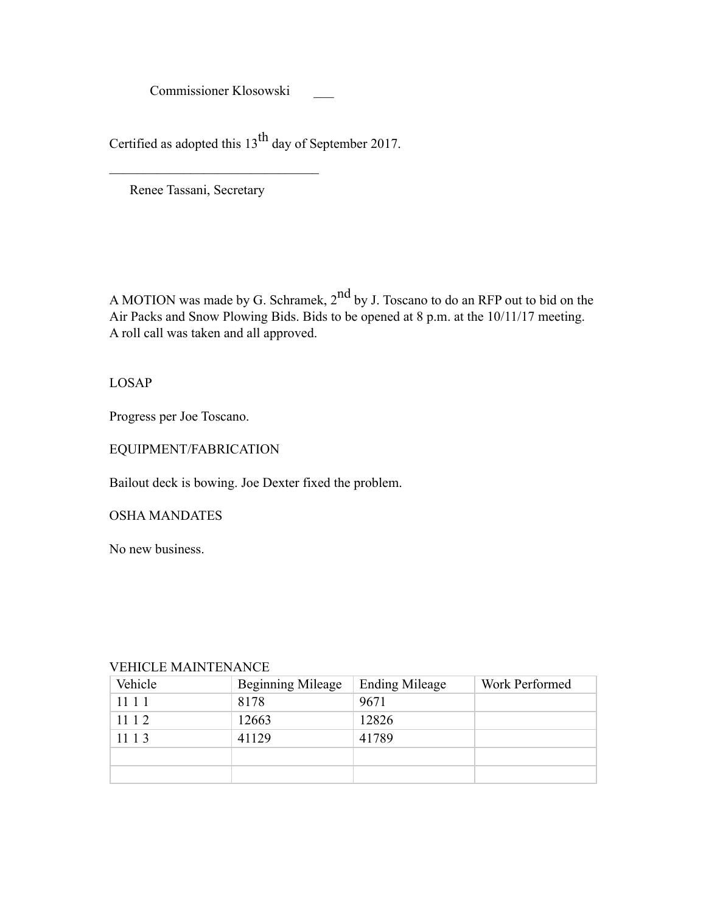Commissioner Klosowski ___

Certified as adopted this 13th day of September 2017.

________________________________

Renee Tassani, Secretary

A MOTION was made by G. Schramek, 2nd by J. Toscano to do an RFP out to bid on the Air Packs and Snow Plowing Bids. Bids to be opened at 8 p.m. at the 10/11/17 meeting. A roll call was taken and all approved.

LOSAP

Progress per Joe Toscano.

EQUIPMENT/FABRICATION

Bailout deck is bowing. Joe Dexter fixed the problem.

OSHA MANDATES

No new business.

VEHICLE MAINTENANCE

| Vehicle | Beginning Mileage | Ending Mileage | Work Performed |
|---|---|---|---|
| 11 1 1 | 8178 | 9671 | |
| 11 1 2 | 12663 | 12826 | |
| 11 1 3 | 41129 | 41789 | |
| | | | |
| | | | |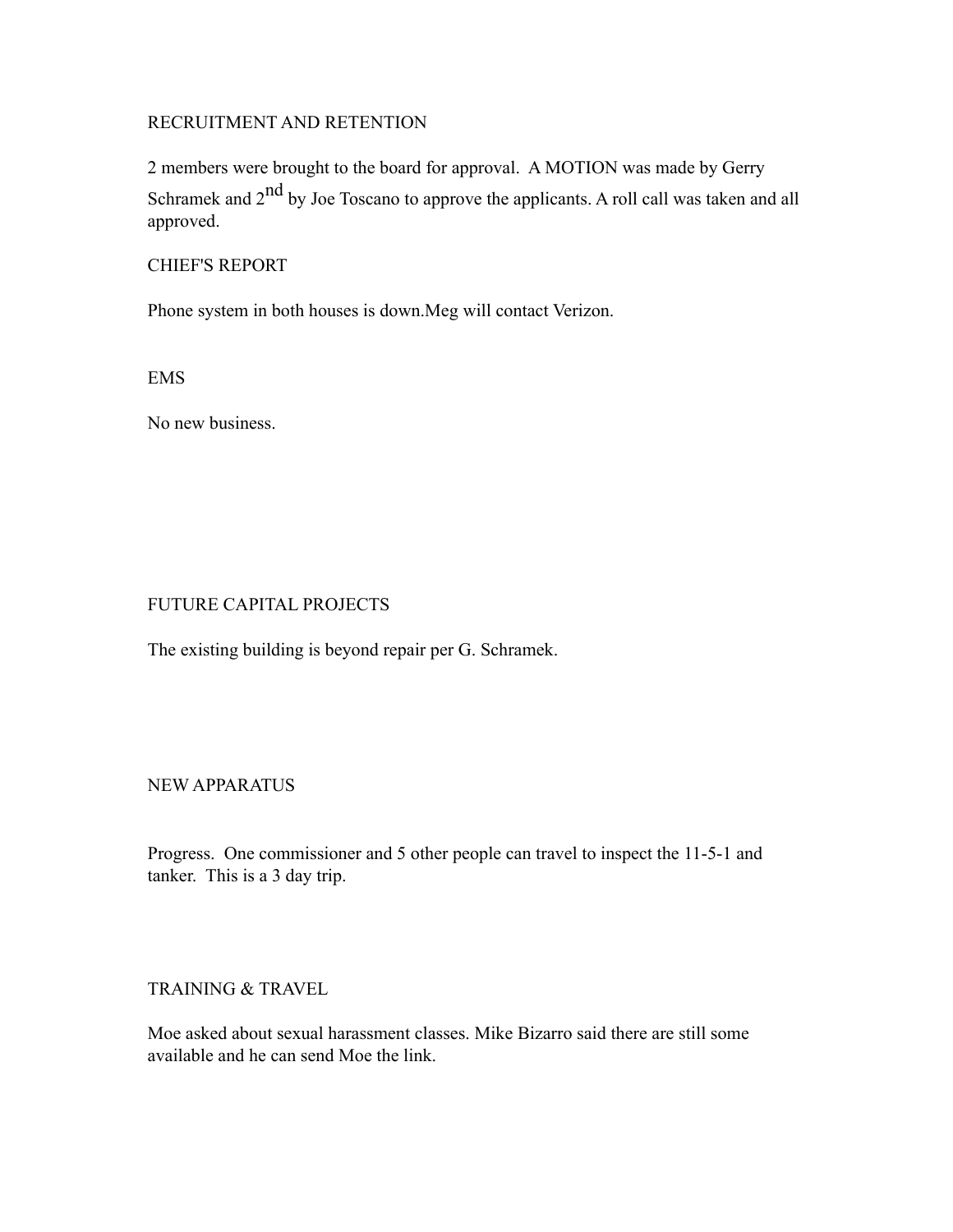## RECRUITMENT AND RETENTION

2 members were brought to the board for approval. A MOTION was made by Gerry Schramek and 2nd by Joe Toscano to approve the applicants. A roll call was taken and all approved.

## CHIEF'S REPORT

Phone system in both houses is down.Meg will contact Verizon.

## EMS

No new business.

## FUTURE CAPITAL PROJECTS

The existing building is beyond repair per G. Schramek.

## NEW APPARATUS

Progress. One commissioner and 5 other people can travel to inspect the 11-5-1 and tanker. This is a 3 day trip.

## TRAINING & TRAVEL

Moe asked about sexual harassment classes. Mike Bizarro said there are still some available and he can send Moe the link.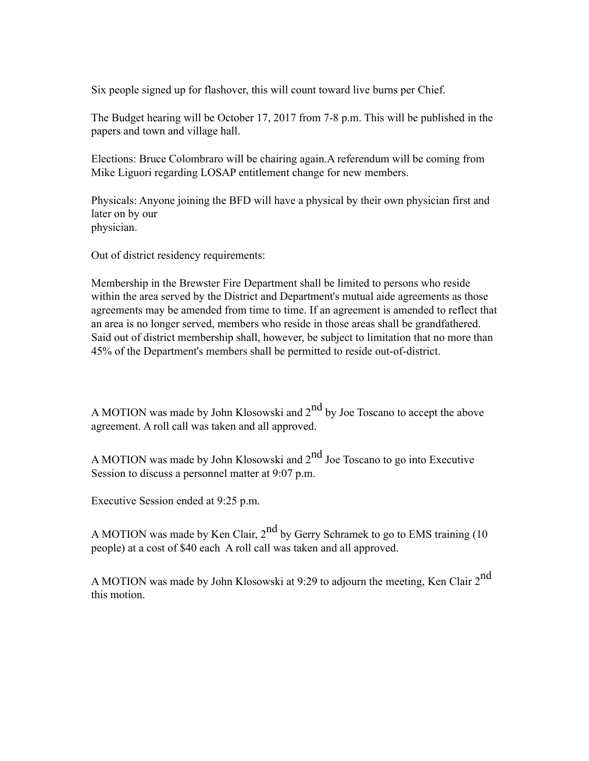Six people signed up for flashover, this will count toward live burns per Chief.

The Budget hearing will be October 17, 2017 from 7-8 p.m. This will be published in the papers and town and village hall.

Elections: Bruce Colombraro will be chairing again.A referendum will be coming from Mike Liguori regarding LOSAP entitlement change for new members.

Physicals: Anyone joining the BFD will have a physical by their own physician first and later on by our
physician.

Out of district residency requirements:

Membership in the Brewster Fire Department shall be limited to persons who reside within the area served by the District and Department's mutual aide agreements as those agreements may be amended from time to time. If an agreement is amended to reflect that an area is no longer served, members who reside in those areas shall be grandfathered. Said out of district membership shall, however, be subject to limitation that no more than 45% of the Department's members shall be permitted to reside out-of-district.

A MOTION was made by John Klosowski and 2nd by Joe Toscano to accept the above agreement. A roll call was taken and all approved.

A MOTION was made by John Klosowski and 2nd Joe Toscano to go into Executive Session to discuss a personnel matter at 9:07 p.m.

Executive Session ended at 9:25 p.m.

A MOTION was made by Ken Clair, 2nd by Gerry Schramek to go to EMS training (10 people) at a cost of $40 each A roll call was taken and all approved.

A MOTION was made by John Klosowski at 9:29 to adjourn the meeting, Ken Clair 2nd this motion.